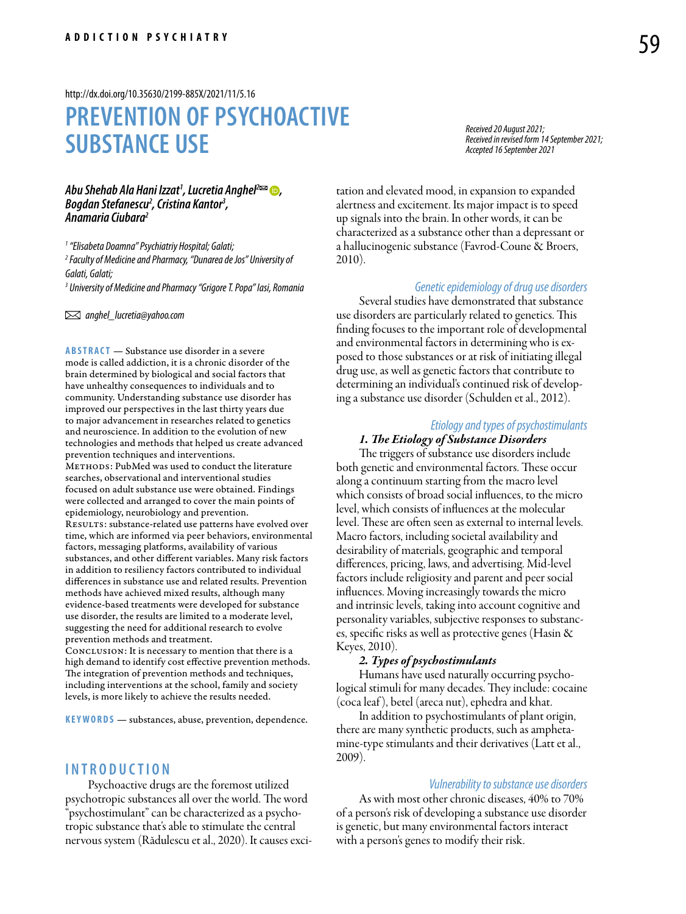http://dx.doi.org/10.35630/2199-885X/2021/11/5.16

# PREVENTION OF PSYCHOACTIVE SUBSTANCE USE

*Received 20 August 2021;*
*Received in revised form 14 September 2021;*
*Accepted 16 September 2021*

***Abu Shehab Ala Hani Izzat[1], Lucretia Anghel[2], Bogdan Stefanescu[2], Cristina Kantor[3], Anamaria Ciubara[2]***

[1] *"Elisabeta Doamna" Psychiatriy Hospital; Galati;*
[2] *Faculty of Medicine and Pharmacy, "Dunarea de Jos" University of Galati, Galati;*
[3] *University of Medicine and Pharmacy "Grigore T. Popa" Iasi, Romania*

*anghel_lucretia@yahoo.com*

**ABSTRACT** — Substance use disorder in a severe mode is called addiction, it is a chronic disorder of the brain determined by biological and social factors that have unhealthy consequences to individuals and to community. Understanding substance use disorder has improved our perspectives in the last thirty years due to major advancement in researches related to genetics and neuroscience. In addition to the evolution of new technologies and methods that helped us create advanced prevention techniques and interventions.

METHODS: PubMed was used to conduct the literature searches, observational and interventional studies focused on adult substance use were obtained. Findings were collected and arranged to cover the main points of epidemiology, neurobiology and prevention.

RESULTS: substance-related use patterns have evolved over time, which are informed via peer behaviors, environmental factors, messaging platforms, availability of various substances, and other different variables. Many risk factors in addition to resiliency factors contributed to individual differences in substance use and related results. Prevention methods have achieved mixed results, although many evidence-based treatments were developed for substance use disorder, the results are limited to a moderate level, suggesting the need for additional research to evolve prevention methods and treatment.

CONCLUSION: It is necessary to mention that there is a high demand to identify cost effective prevention methods. The integration of prevention methods and techniques, including interventions at the school, family and society levels, is more likely to achieve the results needed.

**KEYWORDS** — substances, abuse, prevention, dependence.

## INTRODUCTION

Psychoactive drugs are the foremost utilized psychotropic substances all over the world. The word "psychostimulant" can be characterized as a psychotropic substance that's able to stimulate the central nervous system (Rădulescu et al., 2020). It causes excitation and elevated mood, in expansion to expanded alertness and excitement. Its major impact is to speed up signals into the brain. In other words, it can be characterized as a substance other than a depressant or a hallucinogenic substance (Favrod-Coune & Broers, 2010).

### *Genetic epidemiology of drug use disorders*

Several studies have demonstrated that substance use disorders are particularly related to genetics. This finding focuses to the important role of developmental and environmental factors in determining who is exposed to those substances or at risk of initiating illegal drug use, as well as genetic factors that contribute to determining an individual's continued risk of developing a substance use disorder (Schulden et al., 2012).

### *Etiology and types of psychostimulants*

#### *1. The Etiology of Substance Disorders*

The triggers of substance use disorders include both genetic and environmental factors. These occur along a continuum starting from the macro level which consists of broad social influences, to the micro level, which consists of influences at the molecular level. These are often seen as external to internal levels. Macro factors, including societal availability and desirability of materials, geographic and temporal differences, pricing, laws, and advertising. Mid-level factors include religiosity and parent and peer social influences. Moving increasingly towards the micro and intrinsic levels, taking into account cognitive and personality variables, subjective responses to substances, specific risks as well as protective genes (Hasin & Keyes, 2010).

#### *2. Types of psychostimulants*

Humans have used naturally occurring psychological stimuli for many decades. They include: cocaine (coca leaf), betel (areca nut), ephedra and khat.

In addition to psychostimulants of plant origin, there are many synthetic products, such as amphetamine-type stimulants and their derivatives (Latt et al., 2009).

### *Vulnerability to substance use disorders*

As with most other chronic diseases, 40% to 70% of a person's risk of developing a substance use disorder is genetic, but many environmental factors interact with a person's genes to modify their risk.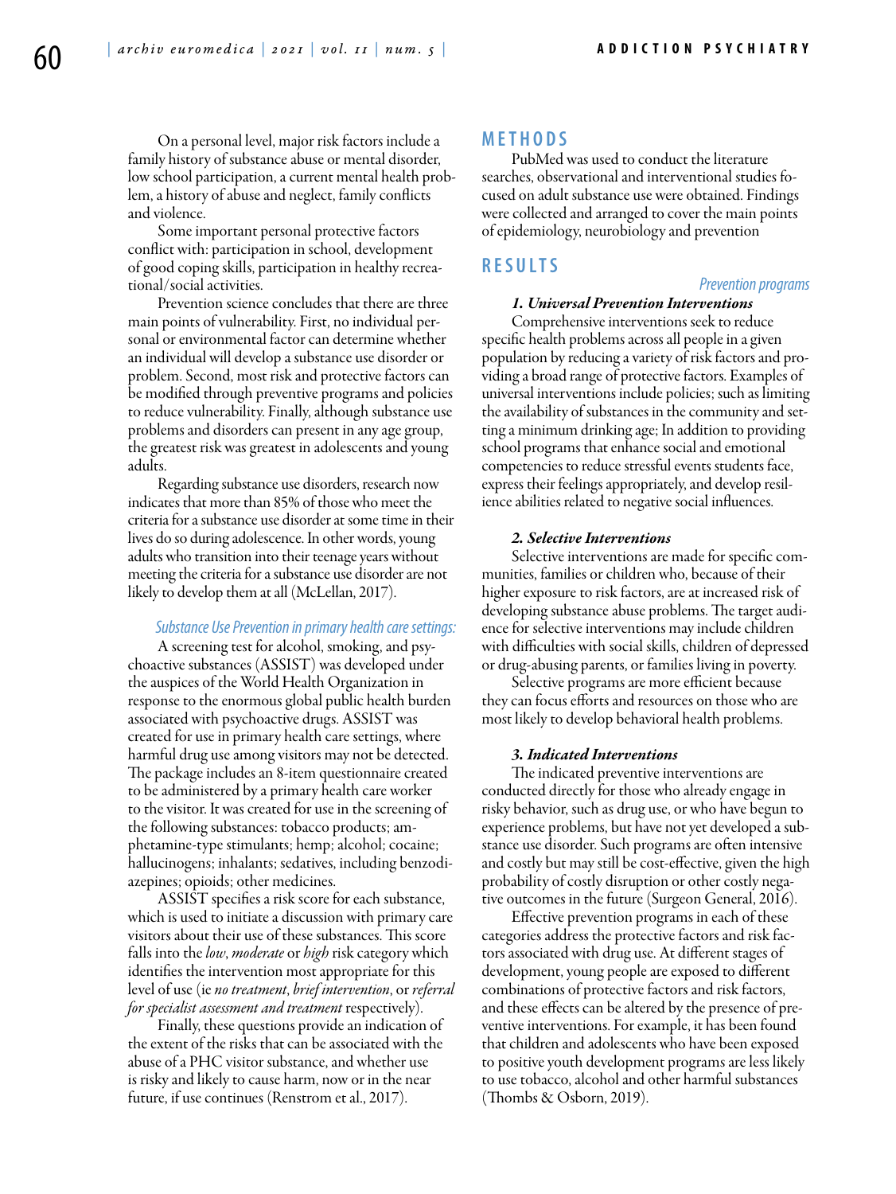On a personal level, major risk factors include a family history of substance abuse or mental disorder, low school participation, a current mental health problem, a history of abuse and neglect, family conflicts and violence.

Some important personal protective factors conflict with: participation in school, development of good coping skills, participation in healthy recreational/social activities.

Prevention science concludes that there are three main points of vulnerability. First, no individual personal or environmental factor can determine whether an individual will develop a substance use disorder or problem. Second, most risk and protective factors can be modified through preventive programs and policies to reduce vulnerability. Finally, although substance use problems and disorders can present in any age group, the greatest risk was greatest in adolescents and young adults.

Regarding substance use disorders, research now indicates that more than 85% of those who meet the criteria for a substance use disorder at some time in their lives do so during adolescence. In other words, young adults who transition into their teenage years without meeting the criteria for a substance use disorder are not likely to develop them at all (McLellan, 2017).

### *Substance Use Prevention in primary health care settings:*

A screening test for alcohol, smoking, and psychoactive substances (ASSIST) was developed under the auspices of the World Health Organization in response to the enormous global public health burden associated with psychoactive drugs. ASSIST was created for use in primary health care settings, where harmful drug use among visitors may not be detected. The package includes an 8-item questionnaire created to be administered by a primary health care worker to the visitor. It was created for use in the screening of the following substances: tobacco products; amphetamine-type stimulants; hemp; alcohol; cocaine; hallucinogens; inhalants; sedatives, including benzodiazepines; opioids; other medicines.

ASSIST specifies a risk score for each substance, which is used to initiate a discussion with primary care visitors about their use of these substances. This score falls into the *low*, *moderate* or *high* risk category which identifies the intervention most appropriate for this level of use (ie *no treatment*, *brief intervention*, or *referral for specialist assessment and treatment* respectively).

Finally, these questions provide an indication of the extent of the risks that can be associated with the abuse of a PHC visitor substance, and whether use is risky and likely to cause harm, now or in the near future, if use continues (Renstrom et al., 2017).

## METHODS

PubMed was used to conduct the literature searches, observational and interventional studies focused on adult substance use were obtained. Findings were collected and arranged to cover the main points of epidemiology, neurobiology and prevention

## RESULTS

### *Prevention programs*

#### *1. Universal Prevention Interventions*

Comprehensive interventions seek to reduce specific health problems across all people in a given population by reducing a variety of risk factors and providing a broad range of protective factors. Examples of universal interventions include policies; such as limiting the availability of substances in the community and setting a minimum drinking age; In addition to providing school programs that enhance social and emotional competencies to reduce stressful events students face, express their feelings appropriately, and develop resilience abilities related to negative social influences.

#### *2. Selective Interventions*

Selective interventions are made for specific communities, families or children who, because of their higher exposure to risk factors, are at increased risk of developing substance abuse problems. The target audience for selective interventions may include children with difficulties with social skills, children of depressed or drug-abusing parents, or families living in poverty.

Selective programs are more efficient because they can focus efforts and resources on those who are most likely to develop behavioral health problems.

#### *3. Indicated Interventions*

The indicated preventive interventions are conducted directly for those who already engage in risky behavior, such as drug use, or who have begun to experience problems, but have not yet developed a substance use disorder. Such programs are often intensive and costly but may still be cost-effective, given the high probability of costly disruption or other costly negative outcomes in the future (Surgeon General, 2016).

Effective prevention programs in each of these categories address the protective factors and risk factors associated with drug use. At different stages of development, young people are exposed to different combinations of protective factors and risk factors, and these effects can be altered by the presence of preventive interventions. For example, it has been found that children and adolescents who have been exposed to positive youth development programs are less likely to use tobacco, alcohol and other harmful substances (Thombs & Osborn, 2019).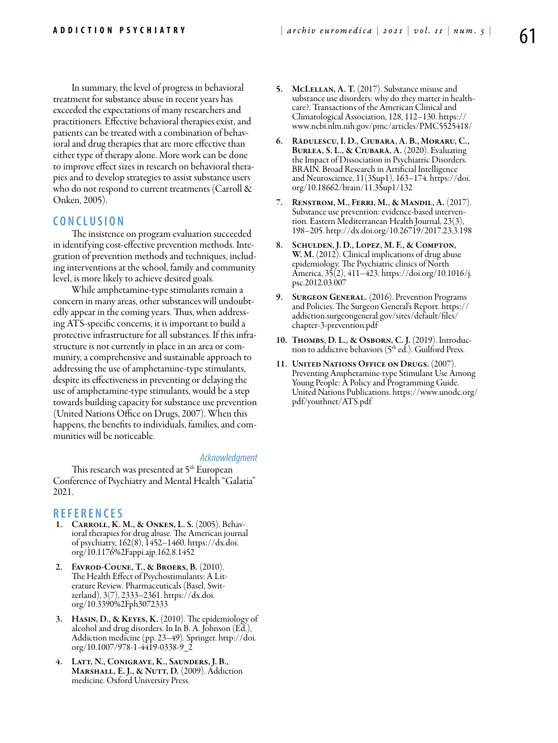In summary, the level of progress in behavioral treatment for substance abuse in recent years has exceeded the expectations of many researchers and practitioners. Effective behavioral therapies exist, and patients can be treated with a combination of behavioral and drug therapies that are more effective than either type of therapy alone. More work can be done to improve effect sizes in research on behavioral therapies and to develop strategies to assist substance users who do not respond to current treatments (Carroll & Onken, 2005).

## CONCLUSION

The insistence on program evaluation succeeded in identifying cost-effective prevention methods. Integration of prevention methods and techniques, including interventions at the school, family and community level, is more likely to achieve desired goals.

While amphetamine-type stimulants remain a concern in many areas, other substances will undoubtedly appear in the coming years. Thus, when addressing ATS-specific concerns, it is important to build a protective infrastructure for all substances. If this infrastructure is not currently in place in an area or community, a comprehensive and sustainable approach to addressing the use of amphetamine-type stimulants, despite its effectiveness in preventing or delaying the use of amphetamine-type stimulants, would be a step towards building capacity for substance use prevention (United Nations Office on Drugs, 2007). When this happens, the benefits to individuals, families, and communities will be noticeable.

*Acknowledgment*

This research was presented at 5th European Conference of Psychiatry and Mental Health "Galatia" 2021.

## REFERENCES

1. **Carroll, K. M., & Onken, L. S.** (2005). Behavioral therapies for drug abuse. The American journal of psychiatry, 162(8), 1452–1460. https://dx.doi.org/10.1176%2Fappi.ajp.162.8.1452
2. **Favrod-Coune, T., & Broers, B.** (2010). The Health Effect of Psychostimulants: A Literature Review. Pharmaceuticals (Basel, Switzerland), 3(7), 2333–2361. https://dx.doi.org/10.3390%2Fph3072333
3. **Hasin, D., & Keyes, K.** (2010). The epidemiology of alcohol and drug disorders. In In B. A. Johnson (Ed.), Addiction medicine (pp. 23–49). Springer. http://doi.org/10.1007/978-1-4419-0338-9_2
4. **Latt, N., Conigrave, K., Saunders, J. B., Marshall, E. J., & Nutt, D.** (2009). Addiction medicine. Oxford University Press.
5. **McLellan, A. T.** (2017). Substance misuse and substance use disorders: why do they matter in healthcare?. Transactions of the American Clinical and Climatological Association, 128, 112–130. https://www.ncbi.nlm.nih.gov/pmc/articles/PMC5525418/
6. **Rădulescu, I. D., Ciubara, A. B., Moraru, C., Burlea, S. L., & Ciubară, A.** (2020). Evaluating the Impact of Dissociation in Psychiatric Disorders. BRAIN. Broad Research in Artificial Intelligence and Neuroscience, 11(3Sup1), 163–174. https://doi.org/10.18662/brain/11.3Sup1/132
7. **Renstrom, M., Ferri, M., & Mandil, A.** (2017). Substance use prevention: evidence-based intervention. Eastern Mediterranean Health Journal, 23(3), 198–205. http://dx.doi.org/10.26719/2017.23.3.198
8. **Schulden, J. D., Lopez, M. F., & Compton, W. M.** (2012). Clinical implications of drug abuse epidemiology. The Psychiatric clinics of North America, 35(2), 411–423. https://doi.org/10.1016/j.psc.2012.03.007
9. **Surgeon General.** (2016). Prevention Programs and Policies. The Surgeon General's Report. https://addiction.surgeongeneral.gov/sites/default/files/chapter-3-prevention.pdf
10. **Thombs, D. L., & Osborn, C. J.** (2019). Introduction to addictive behaviors (5th ed.). Guilford Press.
11. **United Nations Office on Drugs.** (2007). Preventing Amphetamine-type Stimulant Use Among Young People: A Policy and Programming Guide. United Nations Publications. https://www.unodc.org/pdf/youthnet/ATS.pdf